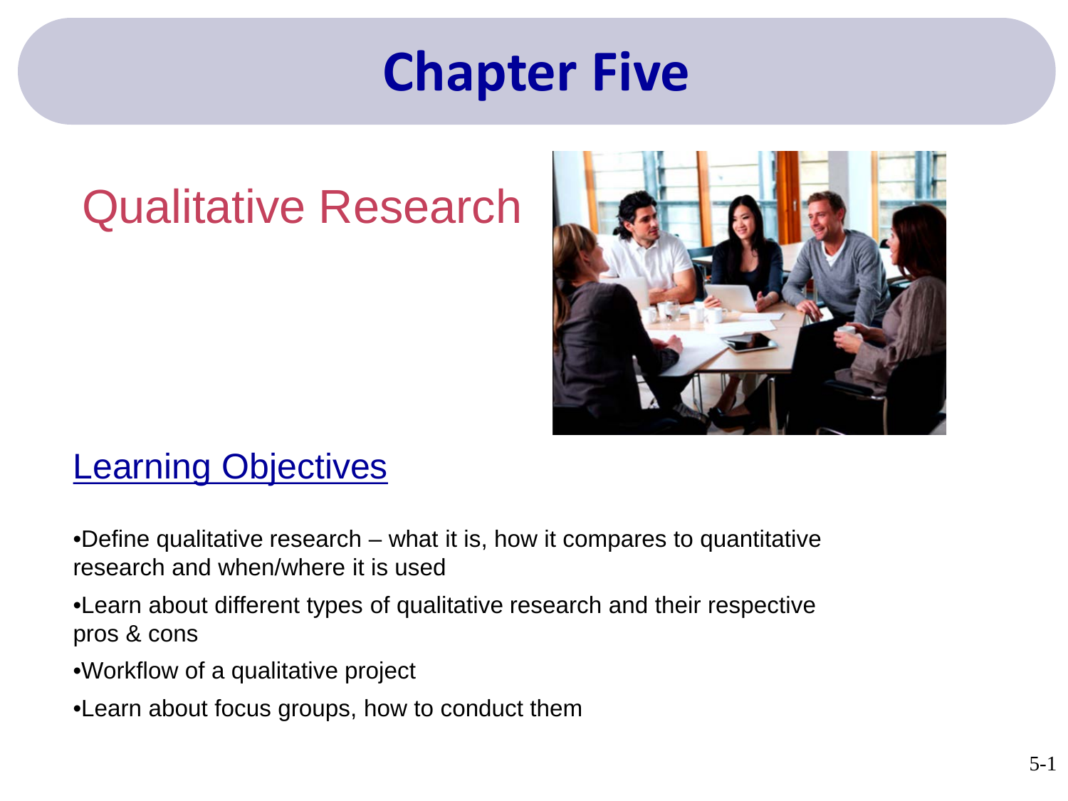# Chapter Five

## Qualitative Research

### Learning Objectives

- Define qualitative research – what it is, how it compares to quantitative research and when/where it is used
- Learn about different types of qualitative research and their respective pros & cons
- Workflow of a qualitative project
- Learn about focus groups, how to conduct them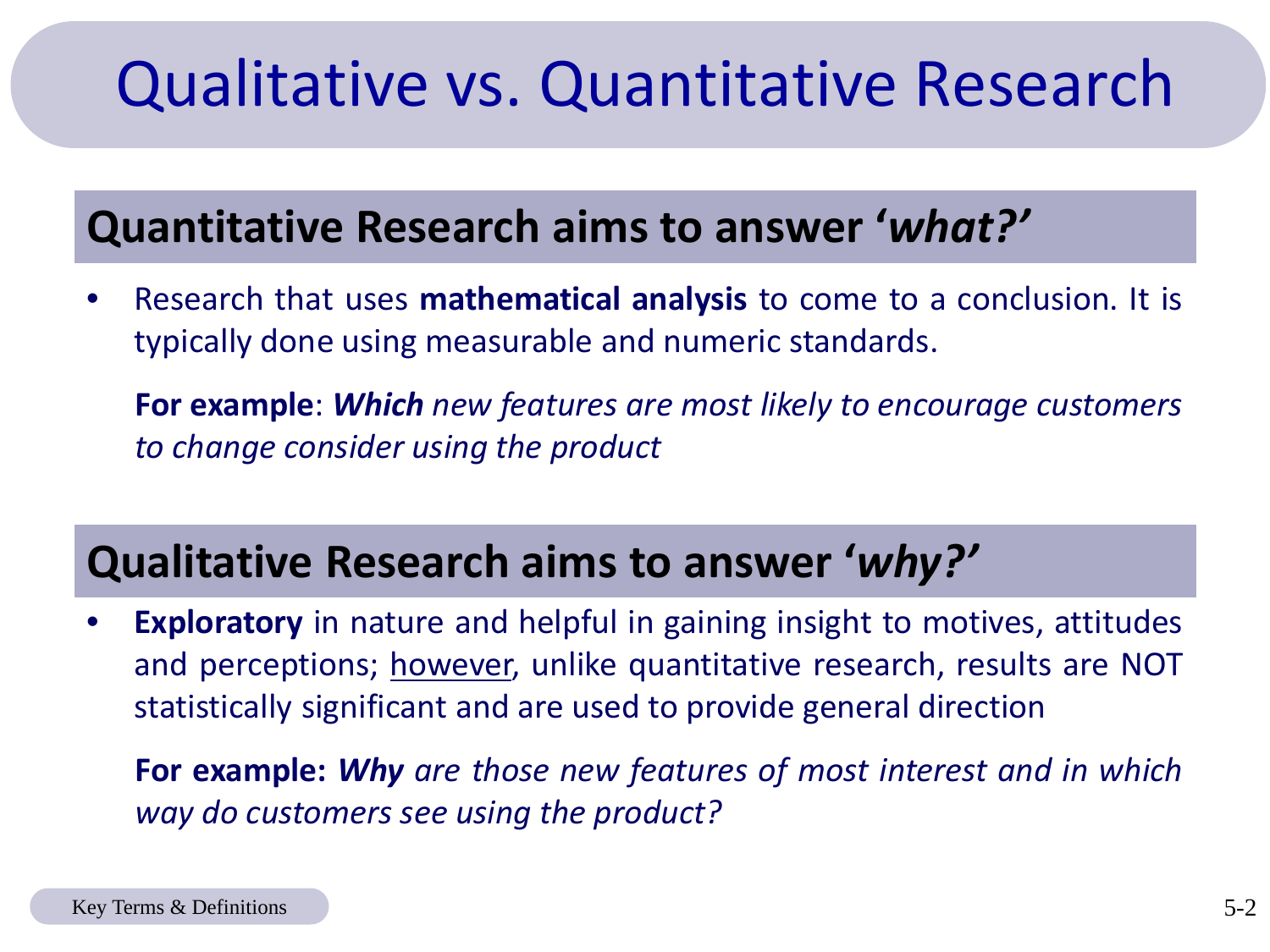# Qualitative vs. Quantitative Research

## Quantitative Research aims to answer '*what?*'

- Research that uses **mathematical analysis** to come to a conclusion. It is typically done using measurable and numeric standards.

  **For example**: ***Which*** *new features are most likely to encourage customers to change consider using the product*

## Qualitative Research aims to answer '*why?*'

- **Exploratory** in nature and helpful in gaining insight to motives, attitudes and perceptions; <u>however</u>, unlike quantitative research, results are NOT statistically significant and are used to provide general direction

  **For example:** ***Why*** *are those new features of most interest and in which way do customers see using the product?*

Key Terms & Definitions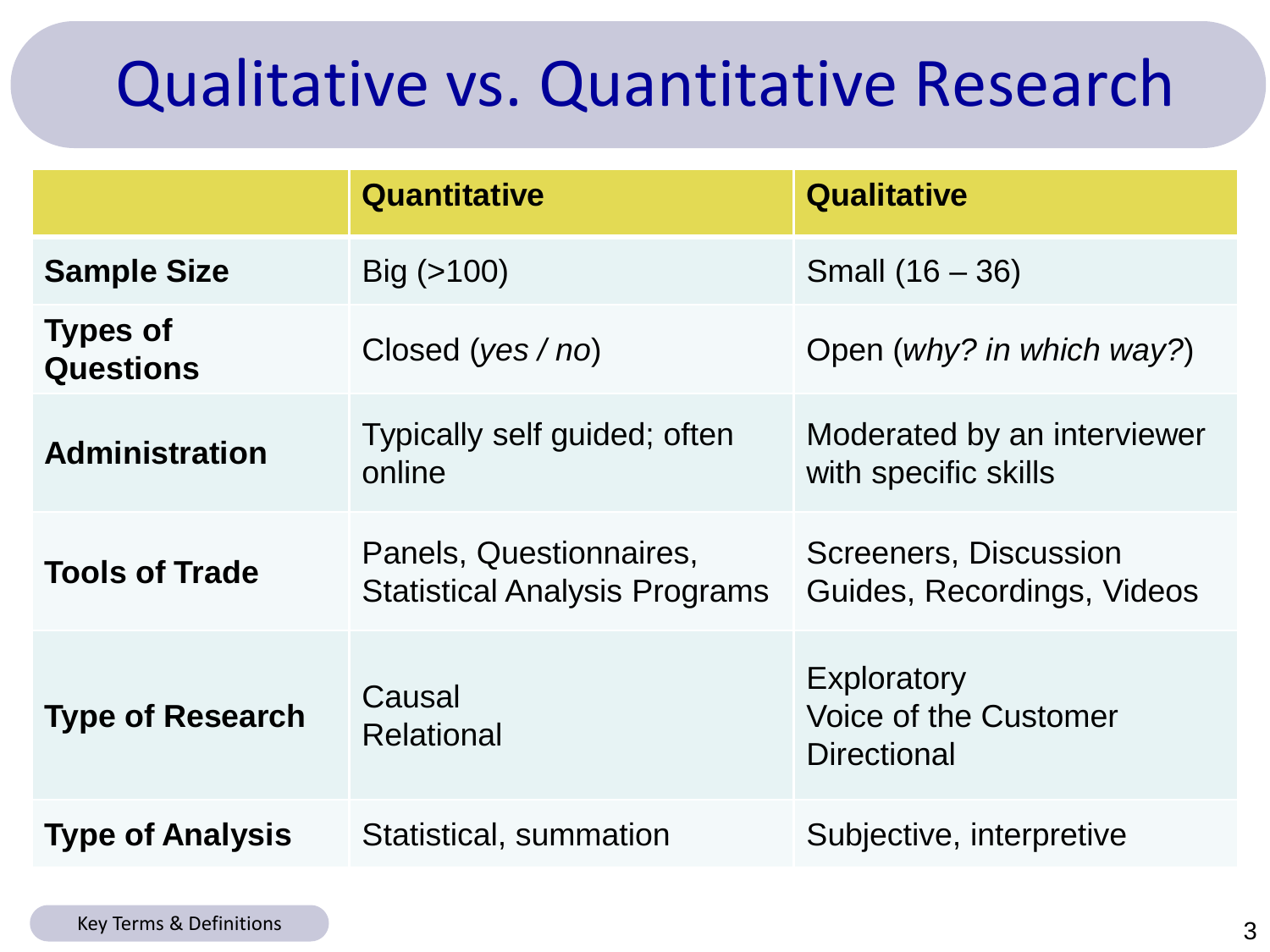# Qualitative vs. Quantitative Research

| | Quantitative | Qualitative |
|---|---|---|
| **Sample Size** | Big (>100) | Small (16 – 36) |
| **Types of Questions** | Closed (*yes / no*) | Open (*why? in which way?*) |
| **Administration** | Typically self guided; often online | Moderated by an interviewer with specific skills |
| **Tools of Trade** | Panels, Questionnaires, Statistical Analysis Programs | Screeners, Discussion Guides, Recordings, Videos |
| **Type of Research** | Causal<br>Relational | Exploratory<br>Voice of the Customer<br>Directional |
| **Type of Analysis** | Statistical, summation | Subjective, interpretive |

Key Terms & Definitions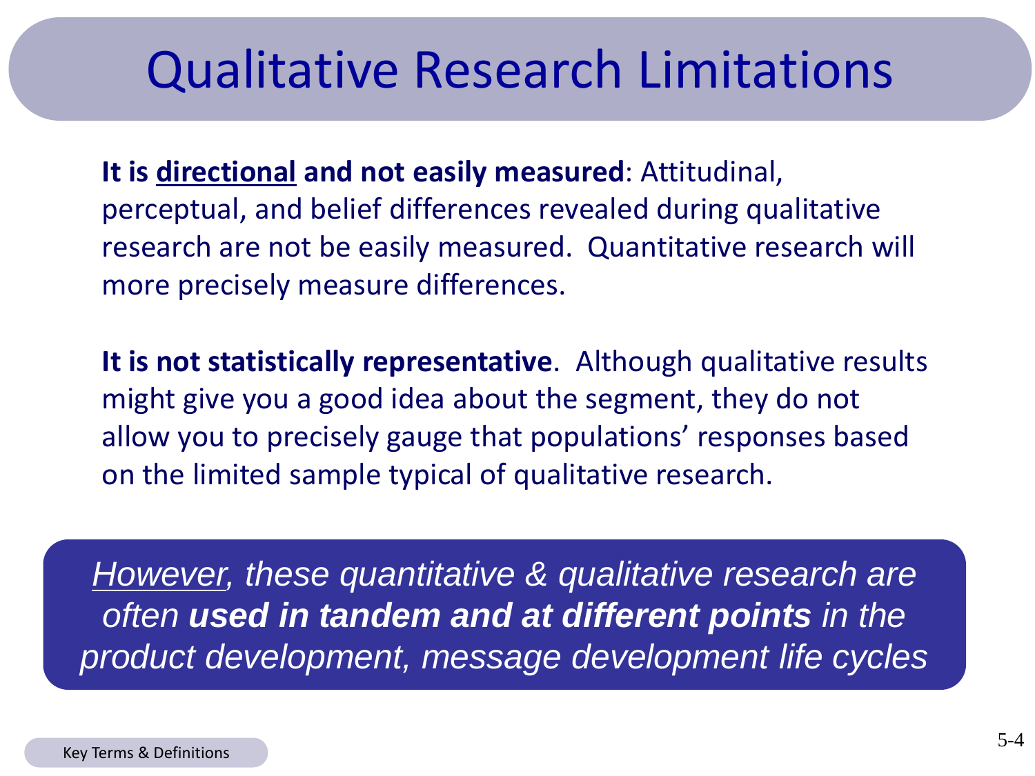# Qualitative Research Limitations

**It is <u>directional</u> and not easily measured**: Attitudinal, perceptual, and belief differences revealed during qualitative research are not be easily measured. Quantitative research will more precisely measure differences.

**It is not statistically representative**. Although qualitative results might give you a good idea about the segment, they do not allow you to precisely gauge that populations' responses based on the limited sample typical of qualitative research.

*<u>However</u>, these quantitative & qualitative research are often **used in tandem and at different points** in the product development, message development life cycles*

Key Terms & Definitions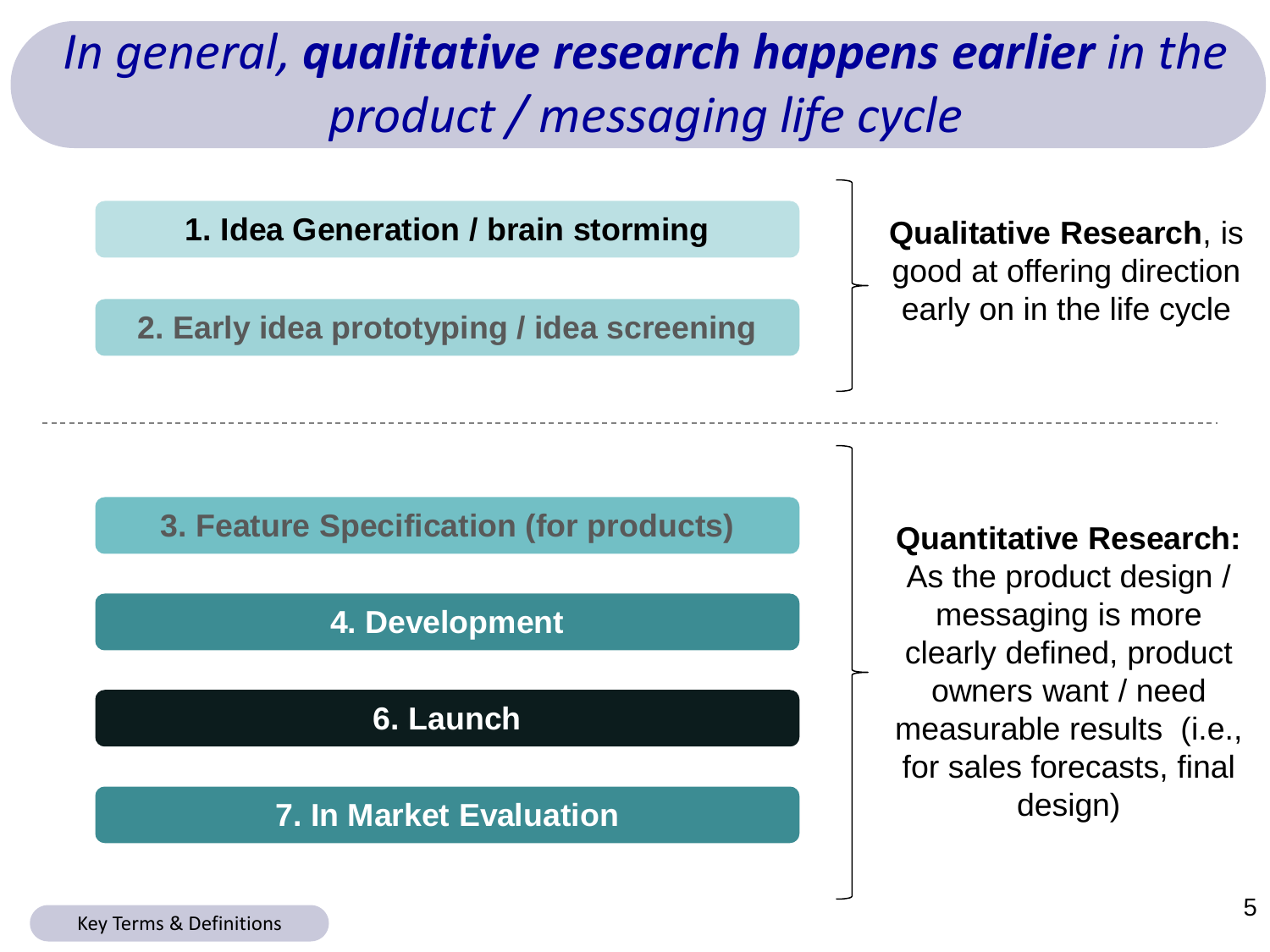# *In general, **qualitative research happens earlier** in the product / messaging life cycle*

1. **Idea Generation / brain storming**
2. **Early idea prototyping / idea screening**

**Qualitative Research**, is good at offering direction early on in the life cycle

---

3. **Feature Specification (for products)**
4. **Development**
6. **Launch**
7. **In Market Evaluation**

**Quantitative Research:** As the product design / messaging is more clearly defined, product owners want / need measurable results (i.e., for sales forecasts, final design)

Key Terms & Definitions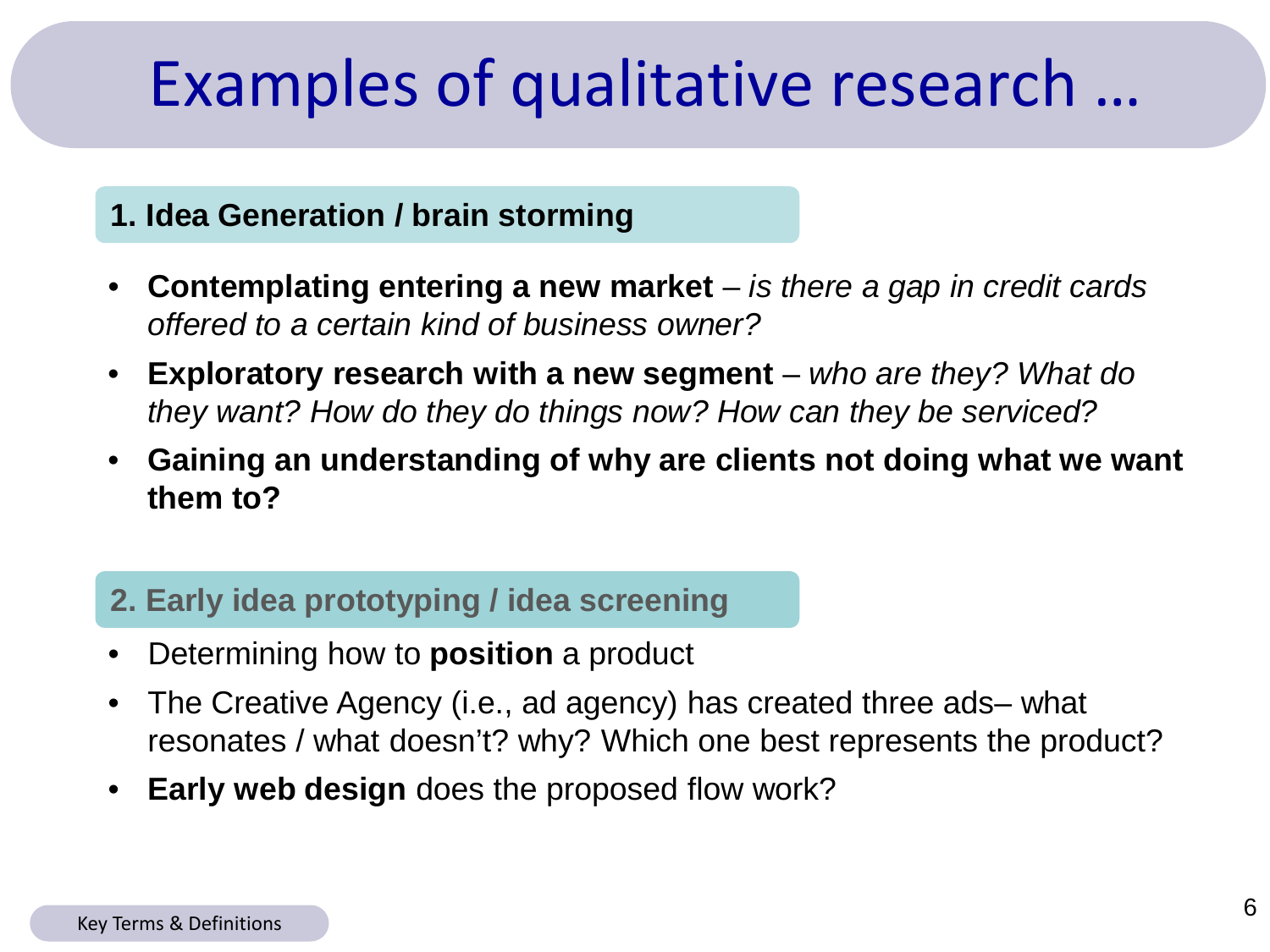# Examples of qualitative research …

### 1. Idea Generation / brain storming

- **Contemplating entering a new market** – *is there a gap in credit cards offered to a certain kind of business owner?*
- **Exploratory research with a new segment** – *who are they? What do they want? How do they do things now? How can they be serviced?*
- **Gaining an understanding of why are clients not doing what we want them to?**

### 2. Early idea prototyping / idea screening

- Determining how to **position** a product
- The Creative Agency (i.e., ad agency) has created three ads– what resonates / what doesn't? why? Which one best represents the product?
- **Early web design** does the proposed flow work?

Key Terms & Definitions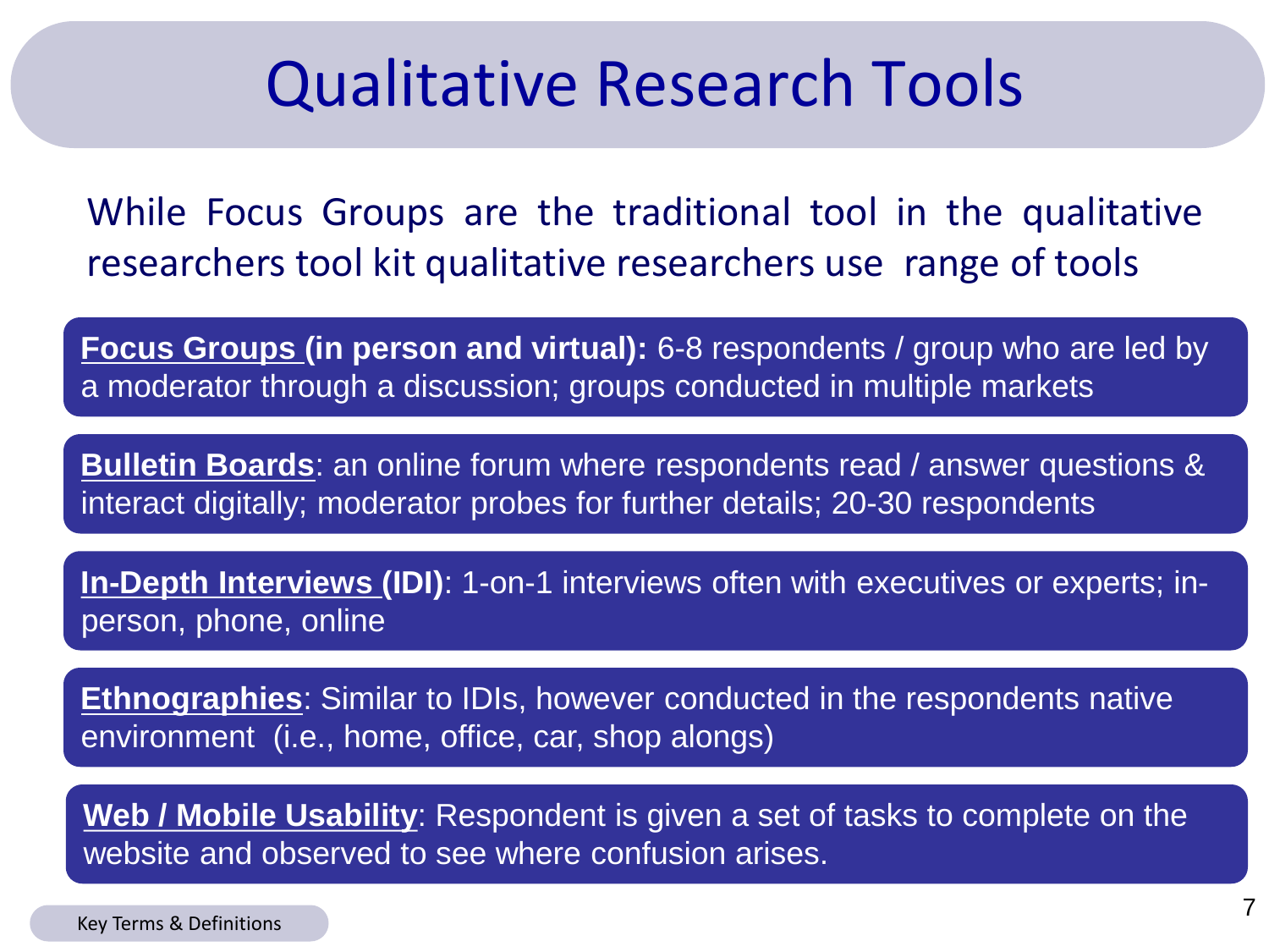# Qualitative Research Tools

While Focus Groups are the traditional tool in the qualitative researchers tool kit qualitative researchers use range of tools

**Focus Groups (in person and virtual):** 6-8 respondents / group who are led by a moderator through a discussion; groups conducted in multiple markets

**Bulletin Boards**: an online forum where respondents read / answer questions & interact digitally; moderator probes for further details; 20-30 respondents

**In-Depth Interviews (IDI)**: 1-on-1 interviews often with executives or experts; in-person, phone, online

**Ethnographies**: Similar to IDIs, however conducted in the respondents native environment (i.e., home, office, car, shop alongs)

**Web / Mobile Usability**: Respondent is given a set of tasks to complete on the website and observed to see where confusion arises.

Key Terms & Definitions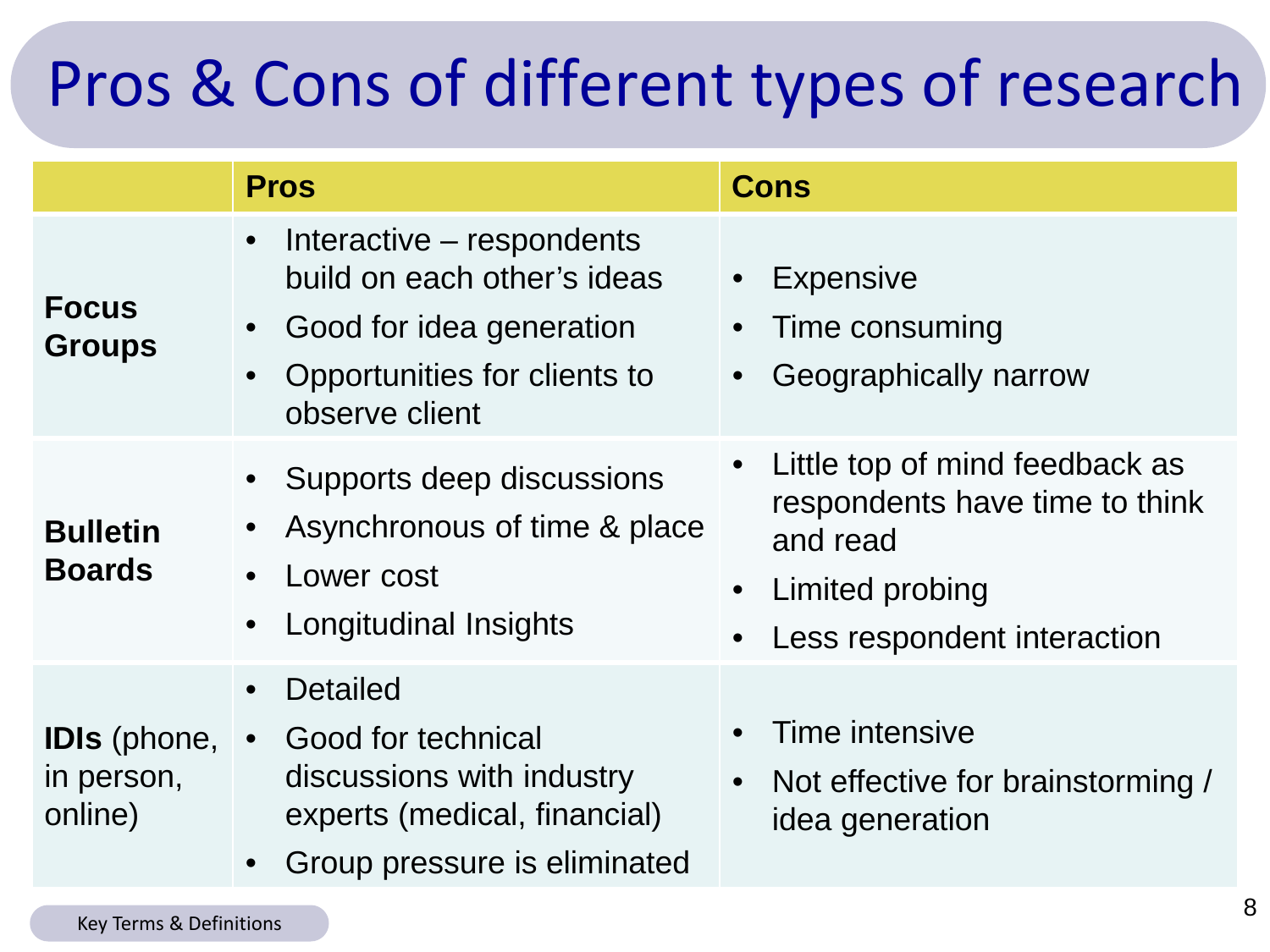# Pros & Cons of different types of research

| | Pros | Cons |
|---|---|---|
| **Focus Groups** | • Interactive – respondents build on each other's ideas<br>• Good for idea generation<br>• Opportunities for clients to observe client | • Expensive<br>• Time consuming<br>• Geographically narrow |
| **Bulletin Boards** | • Supports deep discussions<br>• Asynchronous of time & place<br>• Lower cost<br>• Longitudinal Insights | • Little top of mind feedback as respondents have time to think and read<br>• Limited probing<br>• Less respondent interaction |
| **IDIs** (phone, in person, online) | • Detailed<br>• Good for technical discussions with industry experts (medical, financial)<br>• Group pressure is eliminated | • Time intensive<br>• Not effective for brainstorming / idea generation |

Key Terms & Definitions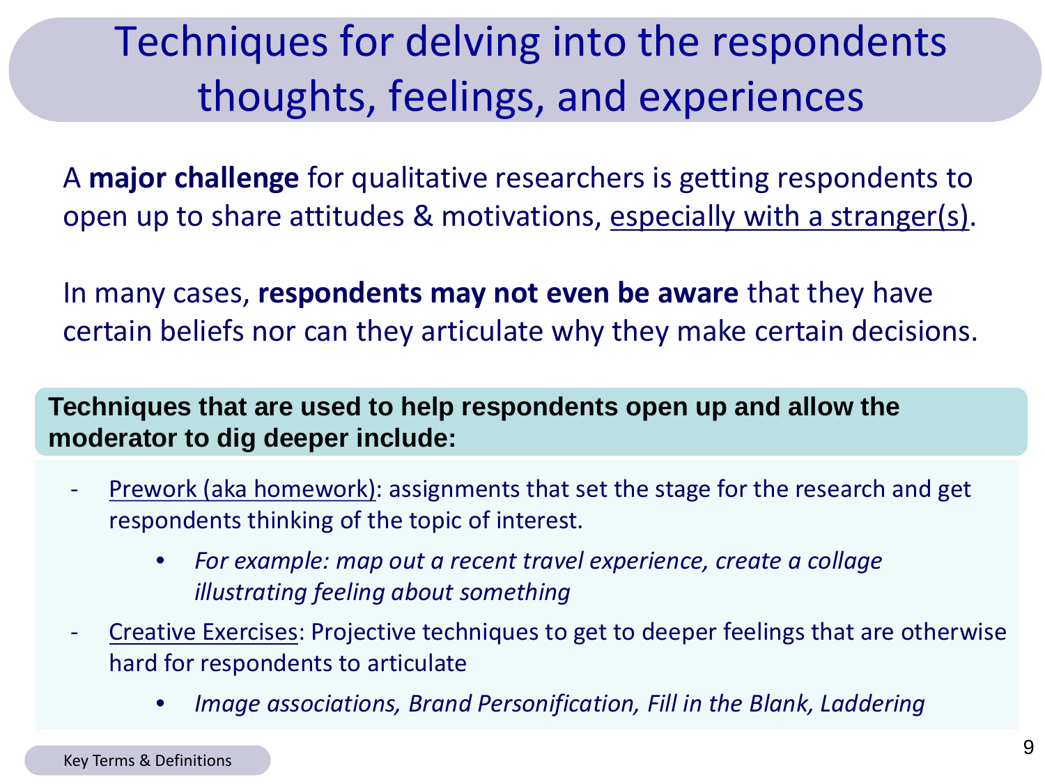# Techniques for delving into the respondents thoughts, feelings, and experiences

A **major challenge** for qualitative researchers is getting respondents to open up to share attitudes & motivations, <u>especially with a stranger(s)</u>.

In many cases, **respondents may not even be aware** that they have certain beliefs nor can they articulate why they make certain decisions.

**Techniques that are used to help respondents open up and allow the moderator to dig deeper include:**

- <u>Prework (aka homework)</u>: assignments that set the stage for the research and get respondents thinking of the topic of interest.
  - *For example: map out a recent travel experience, create a collage illustrating feeling about something*
- <u>Creative Exercises</u>: Projective techniques to get to deeper feelings that are otherwise hard for respondents to articulate
  - *Image associations, Brand Personification, Fill in the Blank, Laddering*

Key Terms & Definitions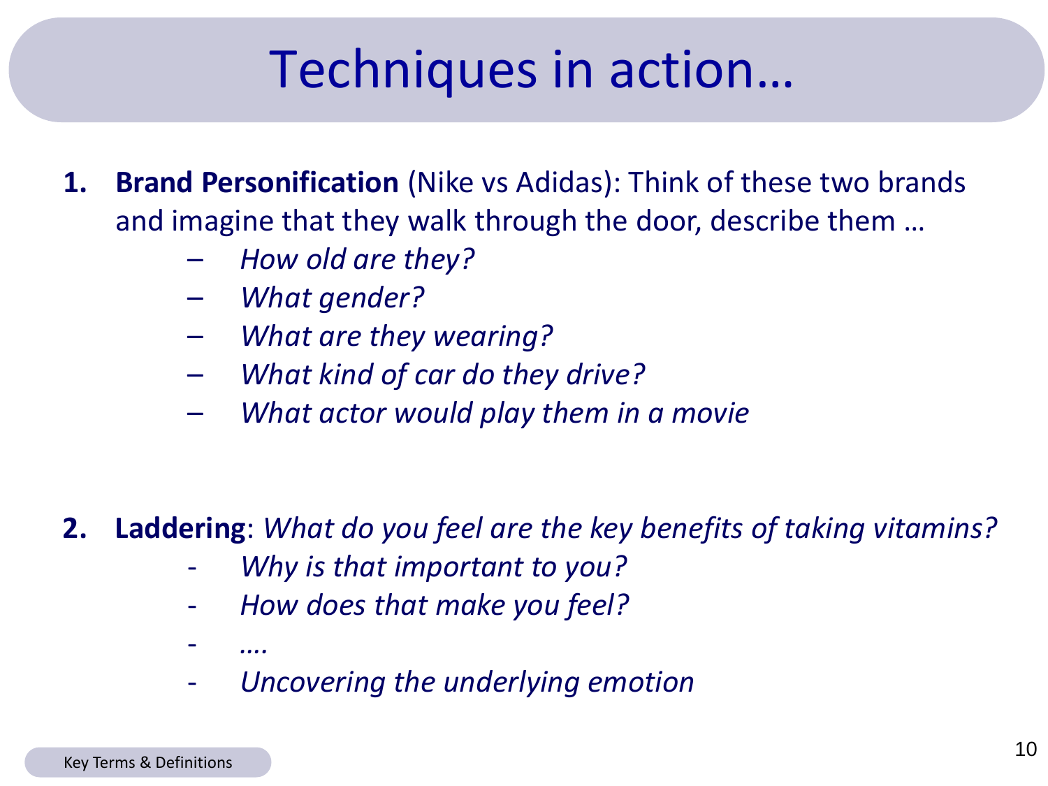# Techniques in action…

1. **Brand Personification** (Nike vs Adidas): Think of these two brands and imagine that they walk through the door, describe them …
   - *How old are they?*
   - *What gender?*
   - *What are they wearing?*
   - *What kind of car do they drive?*
   - *What actor would play them in a movie*

2. **Laddering**: *What do you feel are the key benefits of taking vitamins?*
   - *Why is that important to you?*
   - *How does that make you feel?*
   - *….*
   - *Uncovering the underlying emotion*

Key Terms & Definitions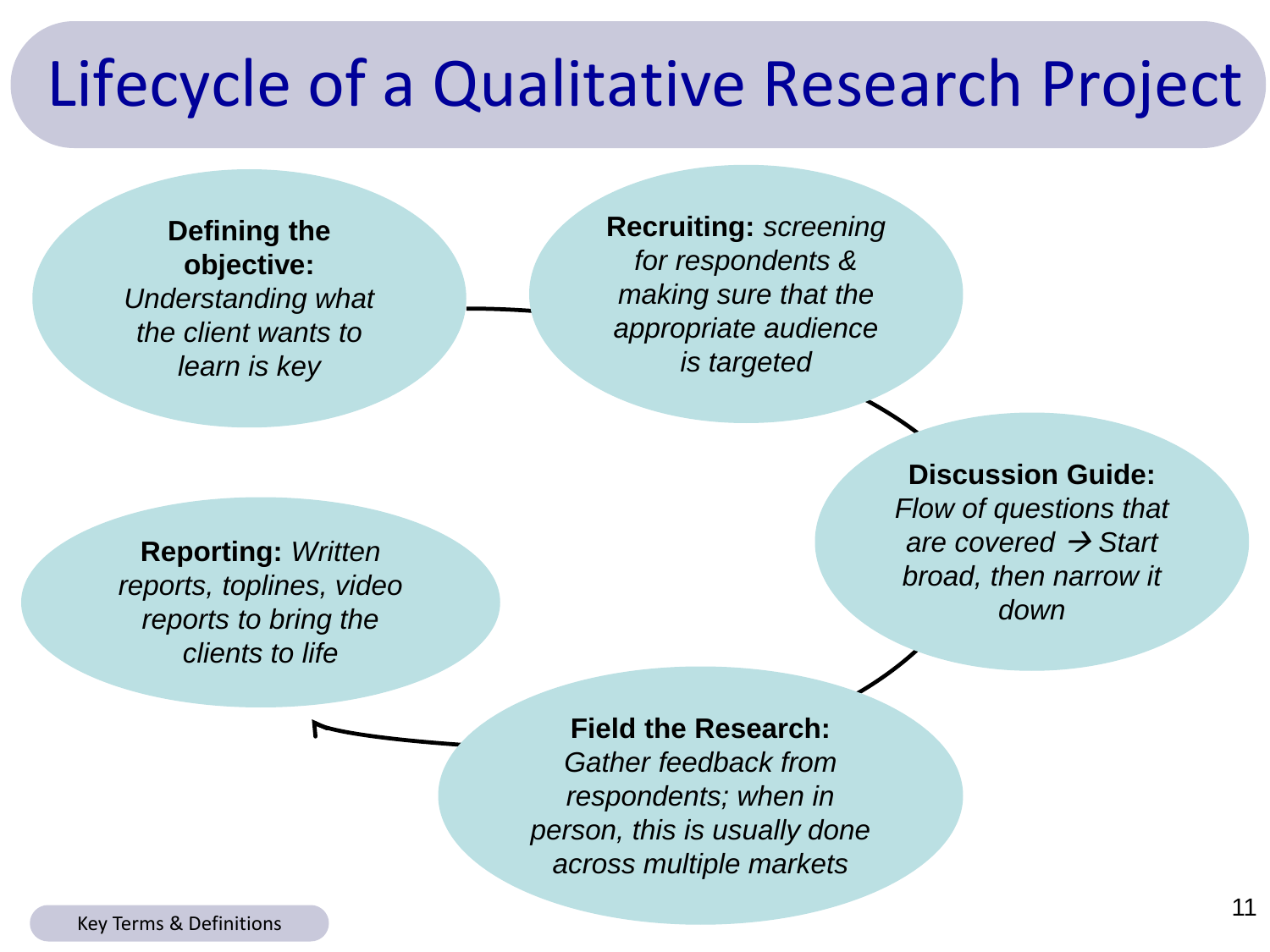# Lifecycle of a Qualitative Research Project

**Defining the objective:** *Understanding what the client wants to learn is key*

**Recruiting:** *screening for respondents & making sure that the appropriate audience is targeted*

**Discussion Guide:** *Flow of questions that are covered → Start broad, then narrow it down*

**Field the Research:** *Gather feedback from respondents; when in person, this is usually done across multiple markets*

**Reporting:** *Written reports, toplines, video reports to bring the clients to life*

Key Terms & Definitions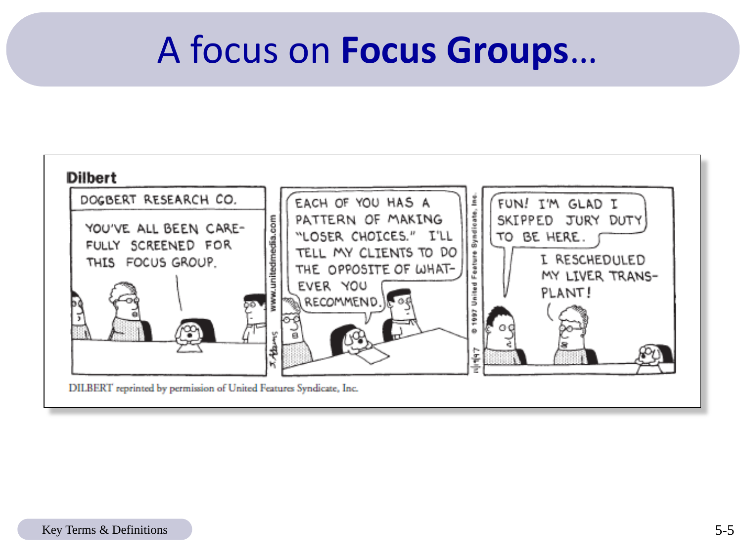# A focus on **Focus Groups**…

**Dilbert**

DOGBERT RESEARCH CO.

YOU'VE ALL BEEN CAREFULLY SCREENED FOR THIS FOCUS GROUP.

EACH OF YOU HAS A PATTERN OF MAKING "LOSER CHOICES." I'LL TELL MY CLIENTS TO DO THE OPPOSITE OF WHATEVER YOU RECOMMEND.

FUN! I'M GLAD I SKIPPED JURY DUTY TO BE HERE.

I RESCHEDULED MY LIVER TRANSPLANT!

DILBERT reprinted by permission of United Features Syndicate, Inc.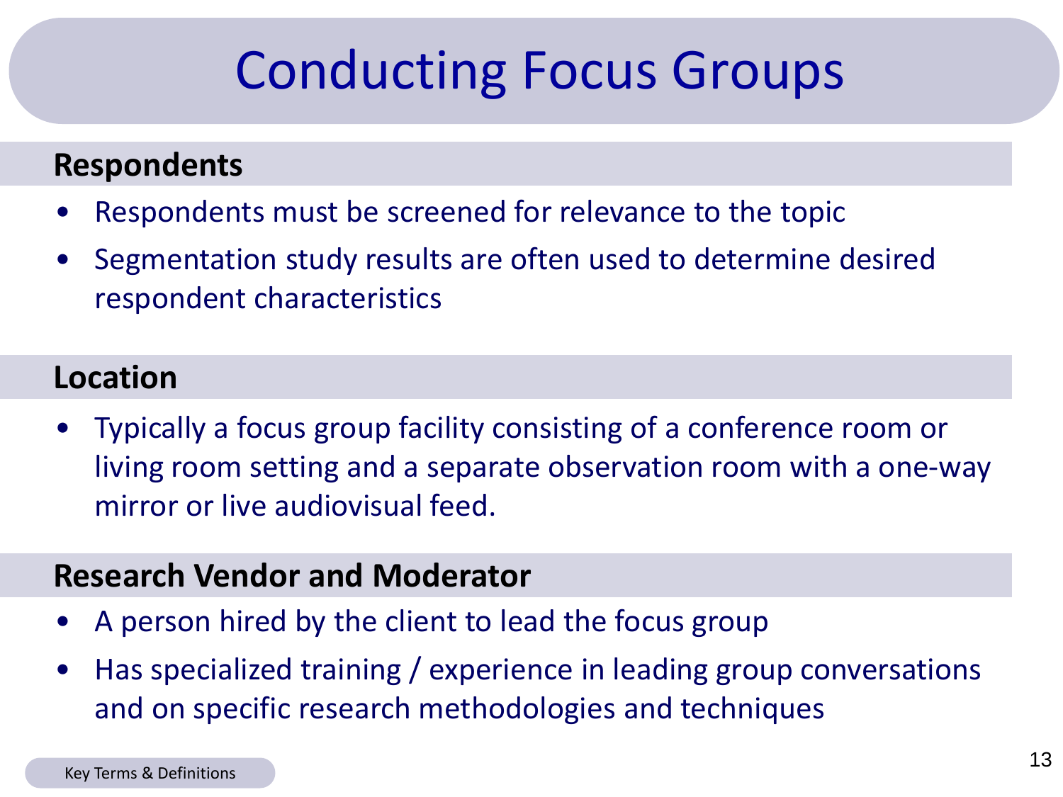# Conducting Focus Groups

## Respondents

- Respondents must be screened for relevance to the topic
- Segmentation study results are often used to determine desired respondent characteristics

## Location

- Typically a focus group facility consisting of a conference room or living room setting and a separate observation room with a one-way mirror or live audiovisual feed.

## Research Vendor and Moderator

- A person hired by the client to lead the focus group
- Has specialized training / experience in leading group conversations and on specific research methodologies and techniques

Key Terms & Definitions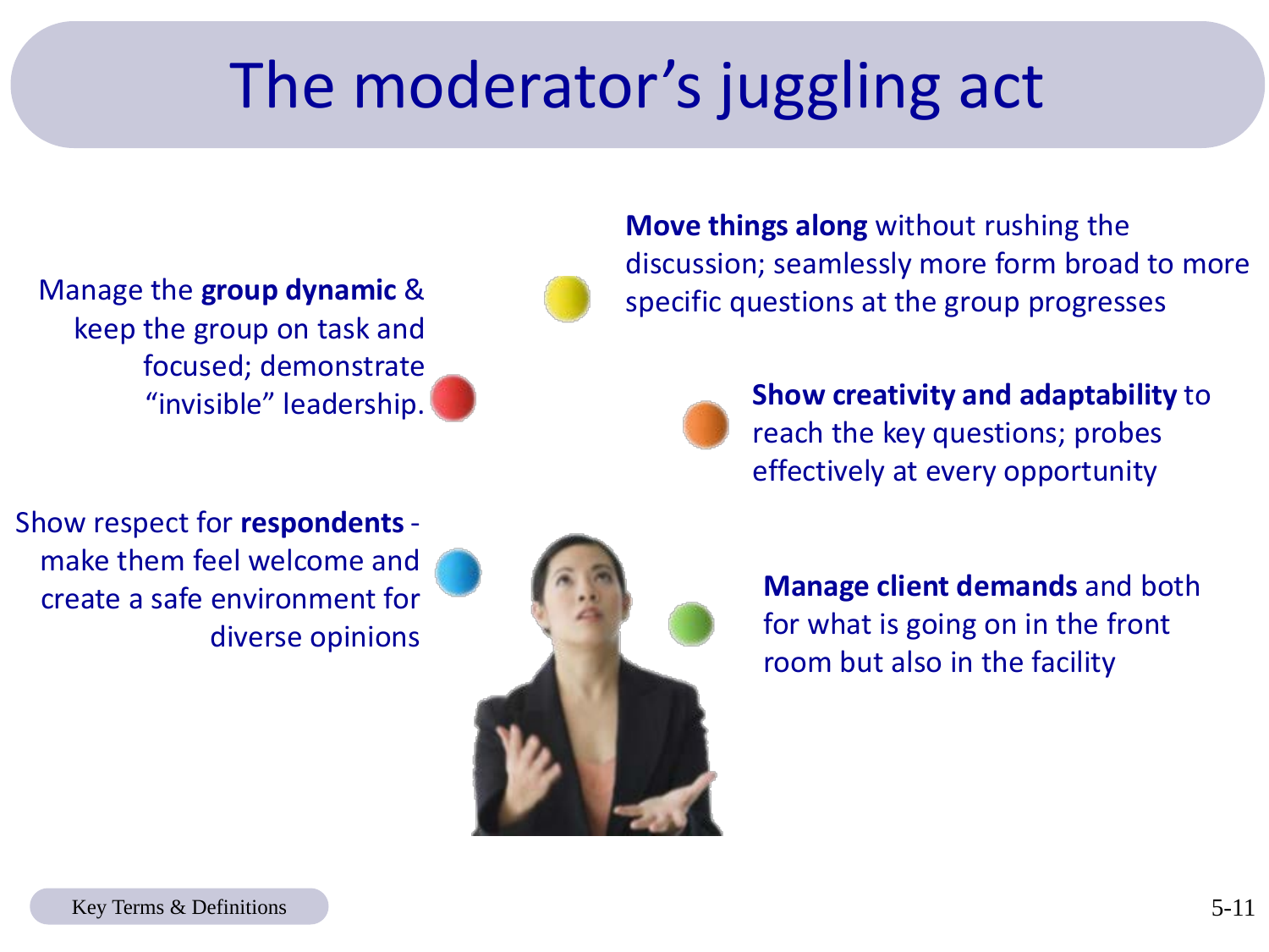# The moderator’s juggling act

Manage the **group dynamic** & keep the group on task and focused; demonstrate “invisible” leadership.

**Move things along** without rushing the discussion; seamlessly more form broad to more specific questions at the group progresses

**Show creativity and adaptability** to reach the key questions; probes effectively at every opportunity

Show respect for **respondents** - make them feel welcome and create a safe environment for diverse opinions

**Manage client demands** and both for what is going on in the front room but also in the facility

Key Terms & Definitions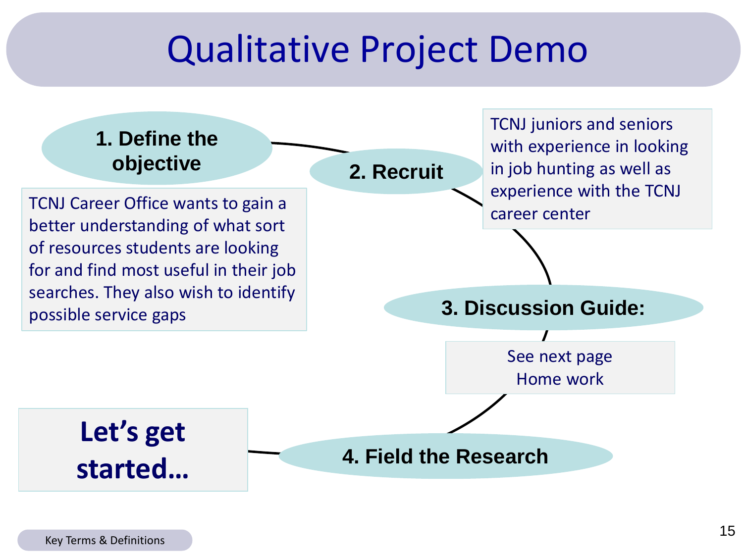# Qualitative Project Demo

**1. Define the objective**

TCNJ Career Office wants to gain a better understanding of what sort of resources students are looking for and find most useful in their job searches. They also wish to identify possible service gaps

**2. Recruit**

TCNJ juniors and seniors with experience in looking in job hunting as well as experience with the TCNJ career center

**3. Discussion Guide:**

See next page
Home work

**4. Field the Research**

**Let's get started…**

Key Terms & Definitions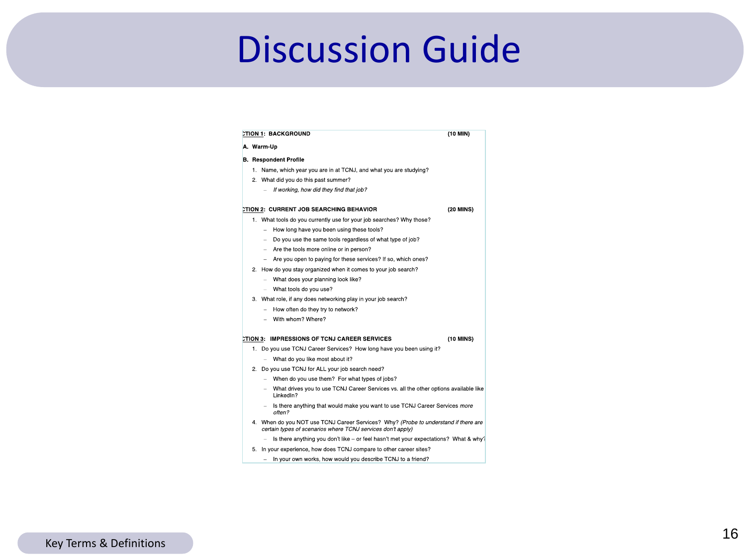# Discussion Guide

**CTION 1: BACKGROUND** **(10 MIN)**

**A. Warm-Up**

**B. Respondent Profile**

1. Name, which year you are in at TCNJ, and what you are studying?
2. What did you do this past summer?
   - *If working, how did they find that job?*

**CTION 2: CURRENT JOB SEARCHING BEHAVIOR** **(20 MINS)**

1. What tools do you currently use for your job searches? Why those?
   - How long have you been using these tools?
   - Do you use the same tools regardless of what type of job?
   - Are the tools more online or in person?
   - Are you open to paying for these services? If so, which ones?
2. How do you stay organized when it comes to your job search?
   - What does your planning look like?
   - What tools do you use?
3. What role, if any does networking play in your job search?
   - How often do they try to network?
   - With whom? Where?

**CTION 3: IMPRESSIONS OF TCNJ CAREER SERVICES** **(10 MINS)**

1. Do you use TCNJ Career Services? How long have you been using it?
   - What do you like most about it?
2. Do you use TCNJ for ALL your job search need?
   - When do you use them? For what types of jobs?
   - What drives you to use TCNJ Career Services vs. all the other options available like LinkedIn?
   - Is there anything that would make you want to use TCNJ Career Services *more often?*
4. When do you NOT use TCNJ Career Services? Why? *(Probe to understand if there are certain types of scenarios where TCNJ services don't apply)*
   - Is there anything you don't like – or feel hasn't met your expectations? What & why?
5. In your experience, how does TCNJ compare to other career sites?
   - In your own works, how would you describe TCNJ to a friend?

Key Terms & Definitions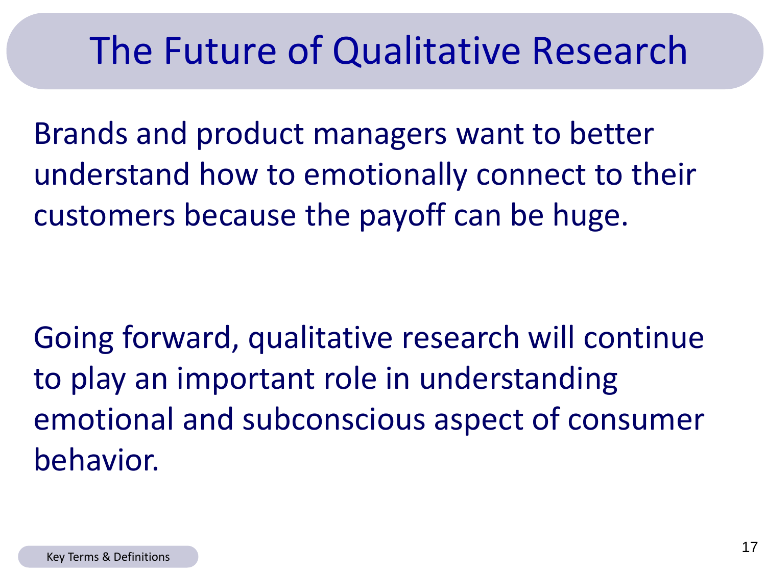# The Future of Qualitative Research

Brands and product managers want to better understand how to emotionally connect to their customers because the payoff can be huge.

Going forward, qualitative research will continue to play an important role in understanding emotional and subconscious aspect of consumer behavior.

Key Terms & Definitions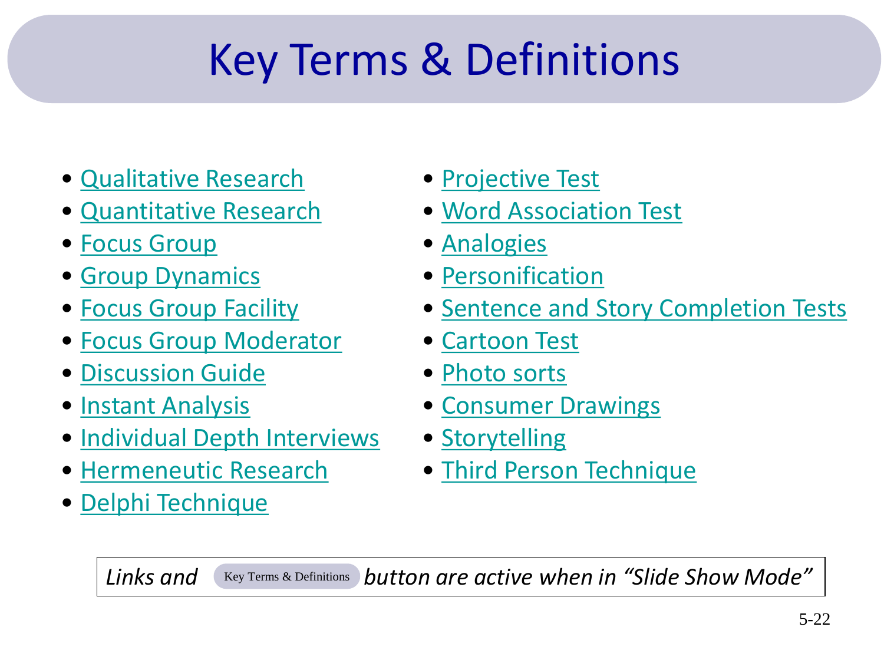# Key Terms & Definitions

- Qualitative Research
- Quantitative Research
- Focus Group
- Group Dynamics
- Focus Group Facility
- Focus Group Moderator
- Discussion Guide
- Instant Analysis
- Individual Depth Interviews
- Hermeneutic Research
- Delphi Technique
- Projective Test
- Word Association Test
- Analogies
- Personification
- Sentence and Story Completion Tests
- Cartoon Test
- Photo sorts
- Consumer Drawings
- Storytelling
- Third Person Technique

*Links and* Key Terms & Definitions *button are active when in "Slide Show Mode"*